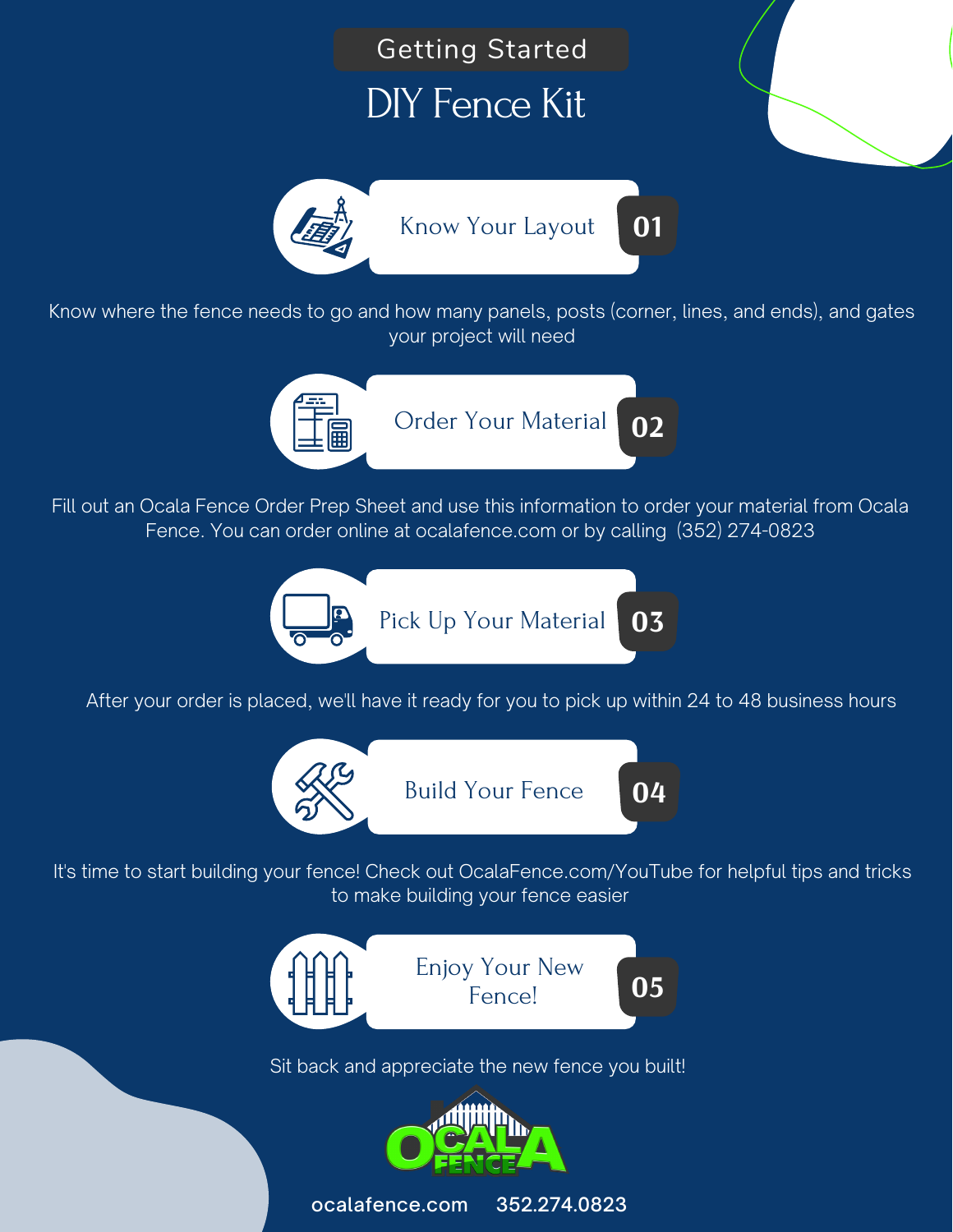Getting Started

# DIY Fence Kit

## Know Your Layout 01

Know where the fence needs to go and how many panels, posts (corner, lines, and ends), and gates your project will need

## Order Your Material 02

Fill out an Ocala Fence Order Prep Sheet and use this information to order your material from Ocala Fence. You can order online at ocalafence.com or by calling (352) 274-0823

## Pick Up Your Material 03

After your order is placed, we'll have it ready for you to pick up within 24 to 48 business hours

## Build Your Fence 04

It's time to start building your fence! Check out OcalaFence.com/YouTube for helpful tips and tricks to make building your fence easier

## Enjoy Your New Fence! 05

Sit back and appreciate the new fence you built!

OCALA FENCE

ocalafence.com 352.274.0823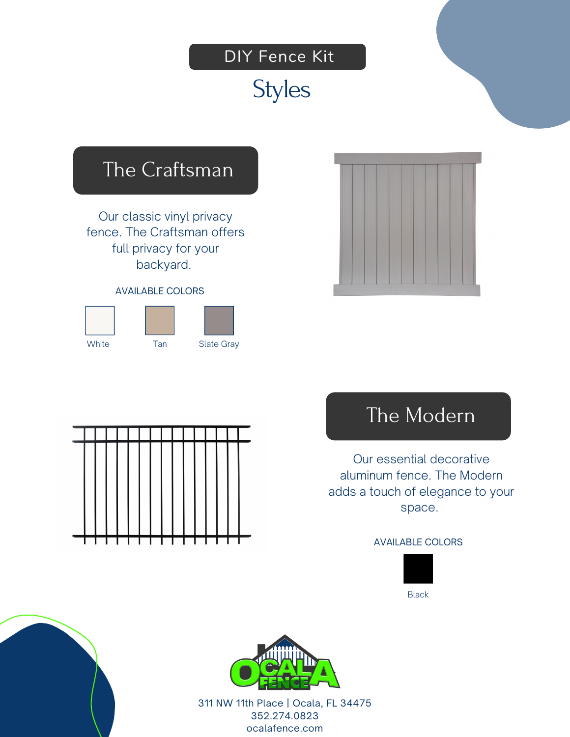DIY Fence Kit

# Styles

## The Craftsman

Our classic vinyl privacy fence. The Craftsman offers full privacy for your backyard.

AVAILABLE COLORS

- White
- Tan
- Slate Gray

## The Modern

Our essential decorative aluminum fence. The Modern adds a touch of elegance to your space.

AVAILABLE COLORS

- Black

311 NW 11th Place | Ocala, FL 34475
352.274.0823
ocalafence.com